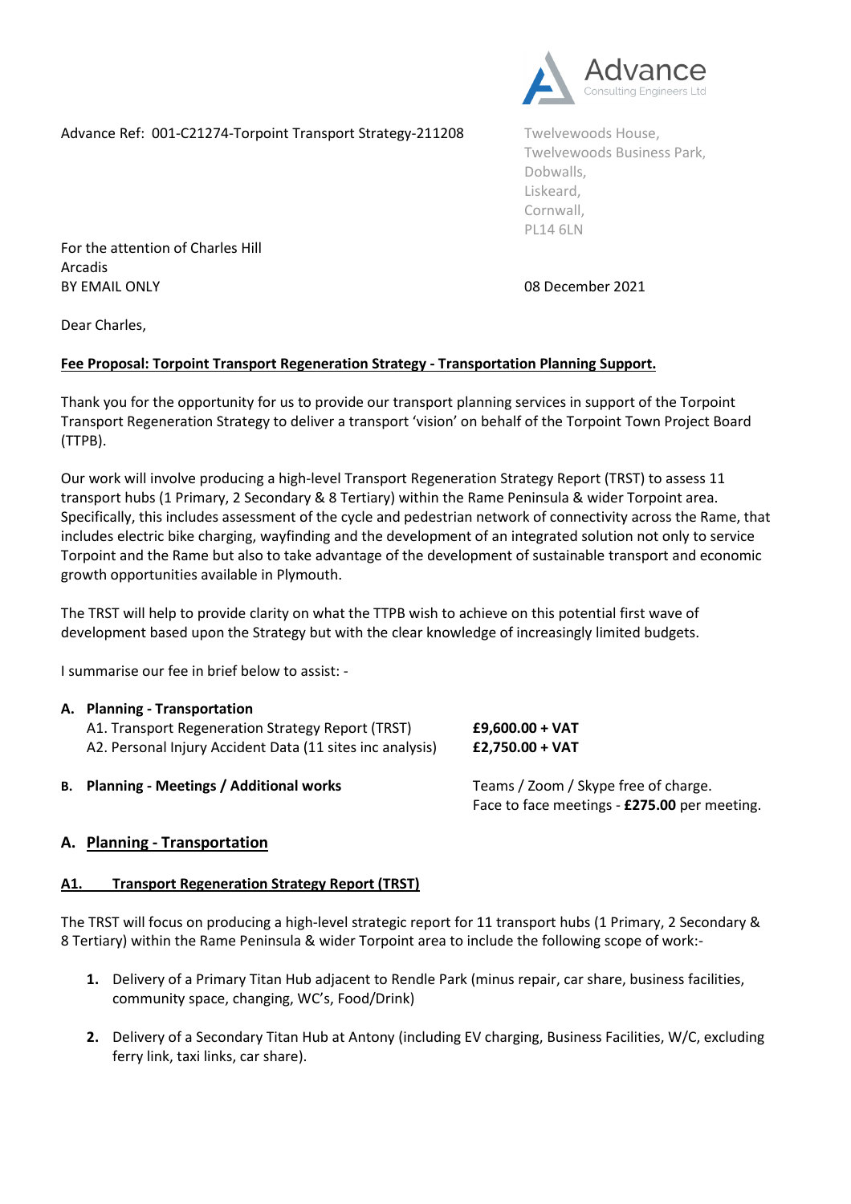Advance Ref: 001-C21274-Torpoint Transport Strategy-211208

Advance
Consulting Engineers Ltd

Twelvewoods House,
Twelvewoods Business Park,
Dobwalls,
Liskeard,
Cornwall,
PL14 6LN

For the attention of Charles Hill
Arcadis
BY EMAIL ONLY

08 December 2021

Dear Charles,

**Fee Proposal: Torpoint Transport Regeneration Strategy - Transportation Planning Support.**

Thank you for the opportunity for us to provide our transport planning services in support of the Torpoint Transport Regeneration Strategy to deliver a transport 'vision' on behalf of the Torpoint Town Project Board (TTPB).

Our work will involve producing a high-level Transport Regeneration Strategy Report (TRST) to assess 11 transport hubs (1 Primary, 2 Secondary & 8 Tertiary) within the Rame Peninsula & wider Torpoint area. Specifically, this includes assessment of the cycle and pedestrian network of connectivity across the Rame, that includes electric bike charging, wayfinding and the development of an integrated solution not only to service Torpoint and the Rame but also to take advantage of the development of sustainable transport and economic growth opportunities available in Plymouth.

The TRST will help to provide clarity on what the TTPB wish to achieve on this potential first wave of development based upon the Strategy but with the clear knowledge of increasingly limited budgets.

I summarise our fee in brief below to assist: -

**A. Planning - Transportation**

| | |
|---|---|
| A1. Transport Regeneration Strategy Report (TRST) | **£9,600.00 + VAT** |
| A2. Personal Injury Accident Data (11 sites inc analysis) | **£2,750.00 + VAT** |

**B. Planning - Meetings / Additional works** — Teams / Zoom / Skype free of charge. Face to face meetings - **£275.00** per meeting.

## A. Planning - Transportation

### A1. Transport Regeneration Strategy Report (TRST)

The TRST will focus on producing a high-level strategic report for 11 transport hubs (1 Primary, 2 Secondary & 8 Tertiary) within the Rame Peninsula & wider Torpoint area to include the following scope of work:-

1. Delivery of a Primary Titan Hub adjacent to Rendle Park (minus repair, car share, business facilities, community space, changing, WC's, Food/Drink)
2. Delivery of a Secondary Titan Hub at Antony (including EV charging, Business Facilities, W/C, excluding ferry link, taxi links, car share).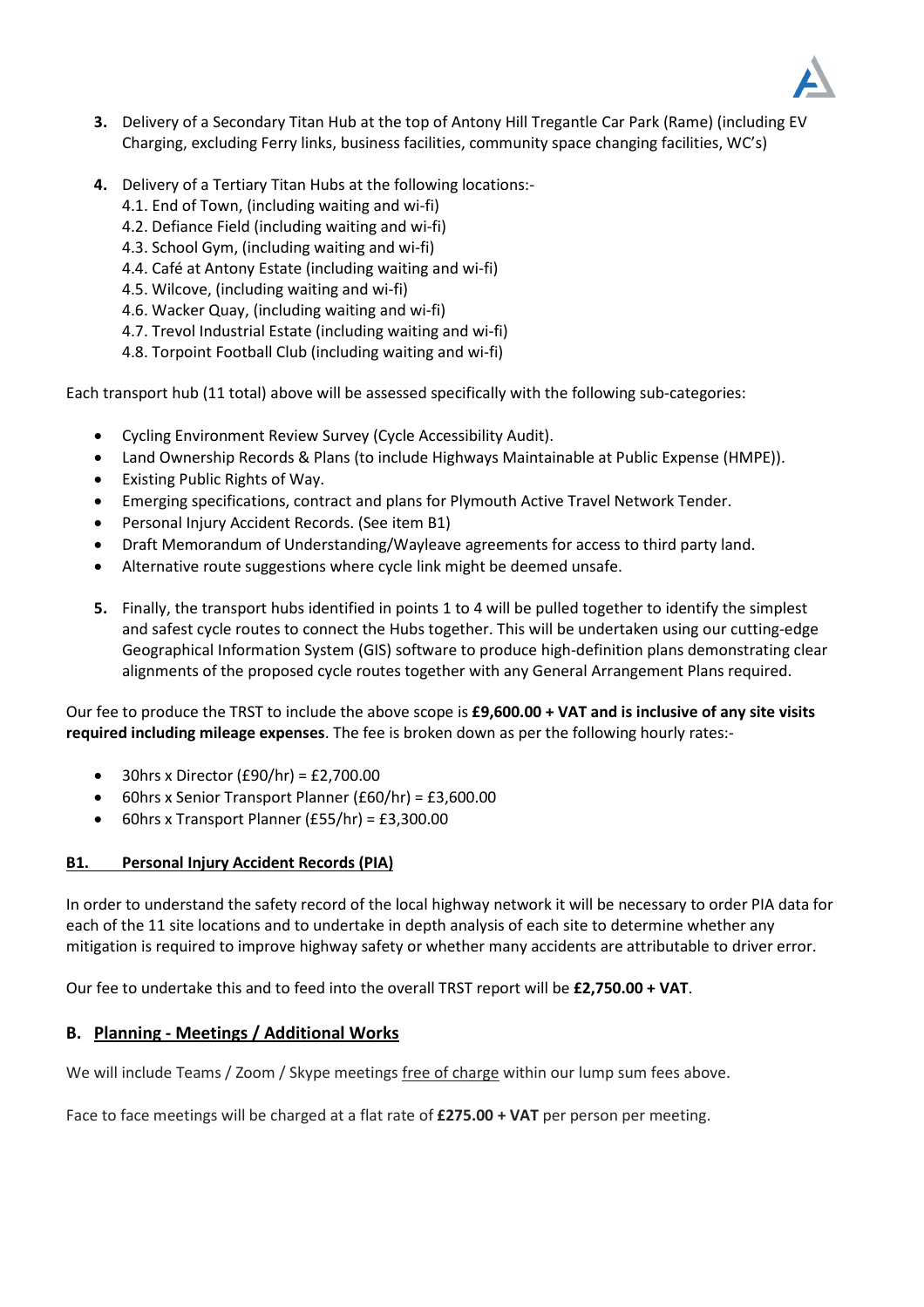3. **Delivery of a Secondary Titan Hub at the top of Antony Hill Tregantle Car Park (Rame) (including EV Charging, excluding Ferry links, business facilities, community space changing facilities, WC's)**

4. **Delivery of a Tertiary Titan Hubs at the following locations:-**
   4.1. End of Town, (including waiting and wi-fi)
   4.2. Defiance Field (including waiting and wi-fi)
   4.3. School Gym, (including waiting and wi-fi)
   4.4. Café at Antony Estate (including waiting and wi-fi)
   4.5. Wilcove, (including waiting and wi-fi)
   4.6. Wacker Quay, (including waiting and wi-fi)
   4.7. Trevol Industrial Estate (including waiting and wi-fi)
   4.8. Torpoint Football Club (including waiting and wi-fi)

Each transport hub (11 total) above will be assessed specifically with the following sub-categories:

- Cycling Environment Review Survey (Cycle Accessibility Audit).
- Land Ownership Records & Plans (to include Highways Maintainable at Public Expense (HMPE)).
- Existing Public Rights of Way.
- Emerging specifications, contract and plans for Plymouth Active Travel Network Tender.
- Personal Injury Accident Records. (See item B1)
- Draft Memorandum of Understanding/Wayleave agreements for access to third party land.
- Alternative route suggestions where cycle link might be deemed unsafe.

5. Finally, the transport hubs identified in points 1 to 4 will be pulled together to identify the simplest and safest cycle routes to connect the Hubs together. This will be undertaken using our cutting-edge Geographical Information System (GIS) software to produce high-definition plans demonstrating clear alignments of the proposed cycle routes together with any General Arrangement Plans required.

Our fee to produce the TRST to include the above scope is **£9,600.00 + VAT and is inclusive of any site visits required including mileage expenses**. The fee is broken down as per the following hourly rates:-

- 30hrs x Director (£90/hr) = £2,700.00
- 60hrs x Senior Transport Planner (£60/hr) = £3,600.00
- 60hrs x Transport Planner (£55/hr) = £3,300.00

**B1. Personal Injury Accident Records (PIA)**

In order to understand the safety record of the local highway network it will be necessary to order PIA data for each of the 11 site locations and to undertake in depth analysis of each site to determine whether any mitigation is required to improve highway safety or whether many accidents are attributable to driver error.

Our fee to undertake this and to feed into the overall TRST report will be **£2,750.00 + VAT**.

## B. Planning - Meetings / Additional Works

We will include Teams / Zoom / Skype meetings free of charge within our lump sum fees above.

Face to face meetings will be charged at a flat rate of **£275.00 + VAT** per person per meeting.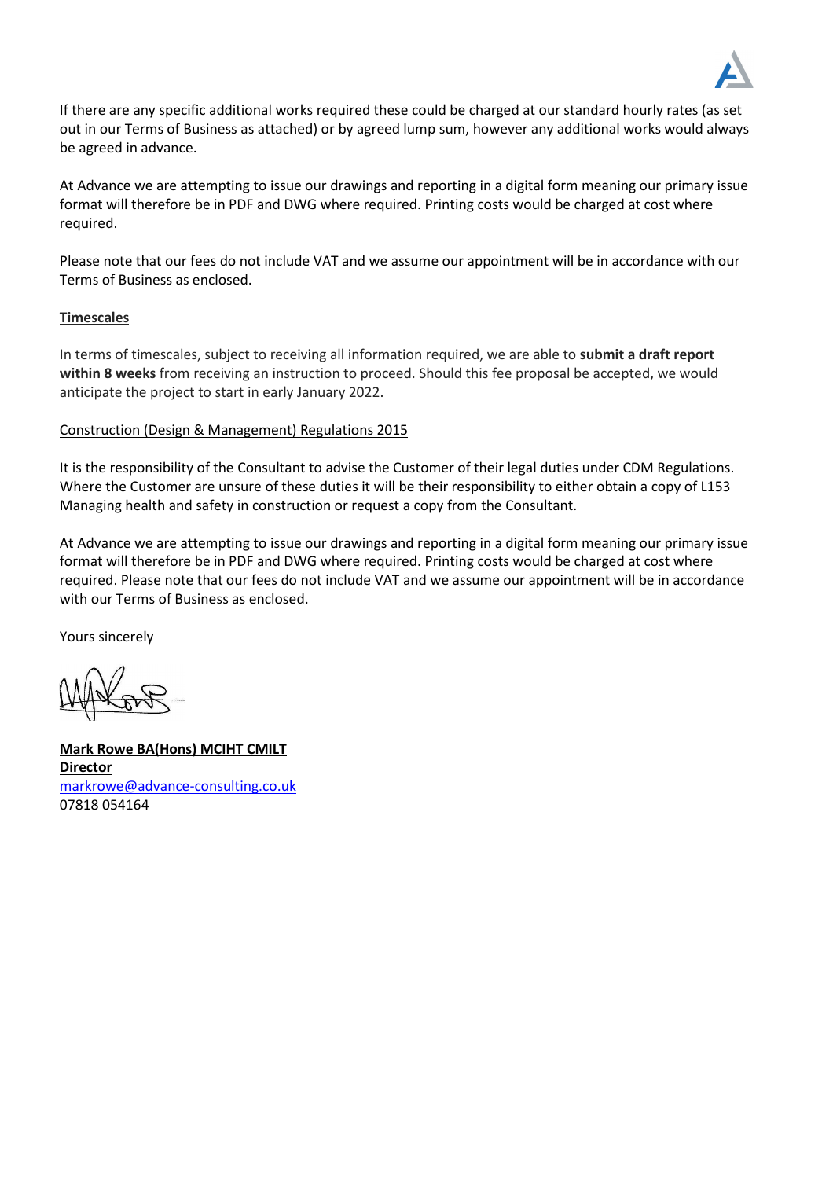If there are any specific additional works required these could be charged at our standard hourly rates (as set out in our Terms of Business as attached) or by agreed lump sum, however any additional works would always be agreed in advance.

At Advance we are attempting to issue our drawings and reporting in a digital form meaning our primary issue format will therefore be in PDF and DWG where required. Printing costs would be charged at cost where required.

Please note that our fees do not include VAT and we assume our appointment will be in accordance with our Terms of Business as enclosed.

## Timescales

In terms of timescales, subject to receiving all information required, we are able to **submit a draft report within 8 weeks** from receiving an instruction to proceed. Should this fee proposal be accepted, we would anticipate the project to start in early January 2022.

## Construction (Design & Management) Regulations 2015

It is the responsibility of the Consultant to advise the Customer of their legal duties under CDM Regulations. Where the Customer are unsure of these duties it will be their responsibility to either obtain a copy of L153 Managing health and safety in construction or request a copy from the Consultant.

At Advance we are attempting to issue our drawings and reporting in a digital form meaning our primary issue format will therefore be in PDF and DWG where required. Printing costs would be charged at cost where required. Please note that our fees do not include VAT and we assume our appointment will be in accordance with our Terms of Business as enclosed.

Yours sincerely

**Mark Rowe BA(Hons) MCIHT CMILT**
**Director**
markrowe@advance-consulting.co.uk
07818 054164